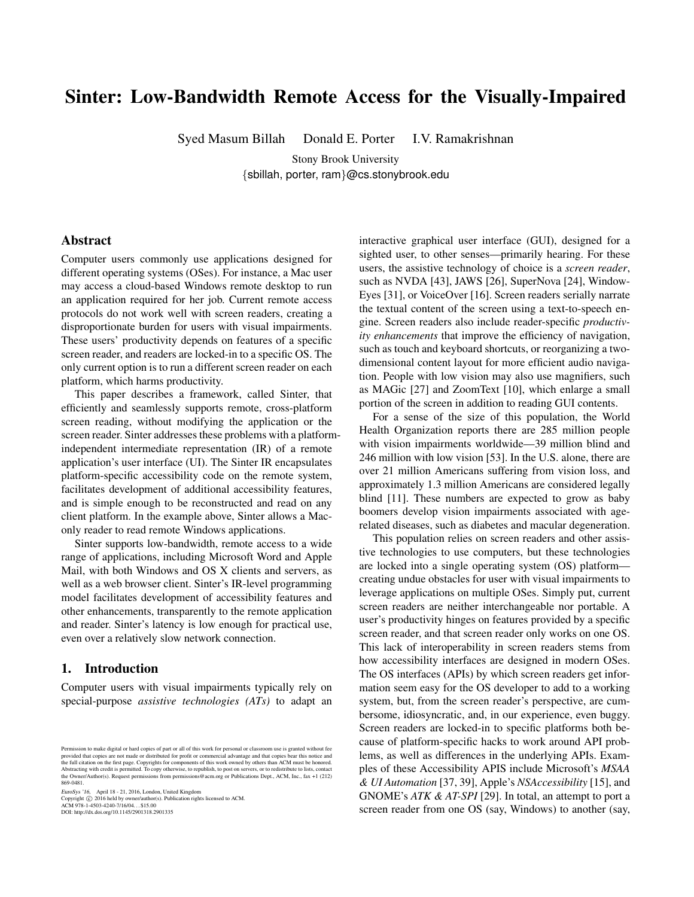# Sinter: Low-Bandwidth Remote Access for the Visually-Impaired

Syed Masum Billah   Donald E. Porter   I.V. Ramakrishnan

Stony Brook University
{sbillah, porter, ram}@cs.stonybrook.edu

## Abstract

Computer users commonly use applications designed for different operating systems (OSes). For instance, a Mac user may access a cloud-based Windows remote desktop to run an application required for her job. Current remote access protocols do not work well with screen readers, creating a disproportionate burden for users with visual impairments. These users' productivity depends on features of a specific screen reader, and readers are locked-in to a specific OS. The only current option is to run a different screen reader on each platform, which harms productivity.

This paper describes a framework, called Sinter, that efficiently and seamlessly supports remote, cross-platform screen reading, without modifying the application or the screen reader. Sinter addresses these problems with a platform-independent intermediate representation (IR) of a remote application's user interface (UI). The Sinter IR encapsulates platform-specific accessibility code on the remote system, facilitates development of additional accessibility features, and is simple enough to be reconstructed and read on any client platform. In the example above, Sinter allows a Mac-only reader to read remote Windows applications.

Sinter supports low-bandwidth, remote access to a wide range of applications, including Microsoft Word and Apple Mail, with both Windows and OS X clients and servers, as well as a web browser client. Sinter's IR-level programming model facilitates development of accessibility features and other enhancements, transparently to the remote application and reader. Sinter's latency is low enough for practical use, even over a relatively slow network connection.

## 1. Introduction

Computer users with visual impairments typically rely on special-purpose *assistive technologies (ATs)* to adapt an interactive graphical user interface (GUI), designed for a sighted user, to other senses—primarily hearing. For these users, the assistive technology of choice is a *screen reader*, such as NVDA [43], JAWS [26], SuperNova [24], Window-Eyes [31], or VoiceOver [16]. Screen readers serially narrate the textual content of the screen using a text-to-speech engine. Screen readers also include reader-specific *productivity enhancements* that improve the efficiency of navigation, such as touch and keyboard shortcuts, or reorganizing a two-dimensional content layout for more efficient audio navigation. People with low vision may also use magnifiers, such as MAGic [27] and ZoomText [10], which enlarge a small portion of the screen in addition to reading GUI contents.

For a sense of the size of this population, the World Health Organization reports there are 285 million people with vision impairments worldwide—39 million blind and 246 million with low vision [53]. In the U.S. alone, there are over 21 million Americans suffering from vision loss, and approximately 1.3 million Americans are considered legally blind [11]. These numbers are expected to grow as baby boomers develop vision impairments associated with age-related diseases, such as diabetes and macular degeneration.

This population relies on screen readers and other assistive technologies to use computers, but these technologies are locked into a single operating system (OS) platform—creating undue obstacles for user with visual impairments to leverage applications on multiple OSes. Simply put, current screen readers are neither interchangeable nor portable. A user's productivity hinges on features provided by a specific screen reader, and that screen reader only works on one OS. This lack of interoperability in screen readers stems from how accessibility interfaces are designed in modern OSes. The OS interfaces (APIs) by which screen readers get information seem easy for the OS developer to add to a working system, but, from the screen reader's perspective, are cumbersome, idiosyncratic, and, in our experience, even buggy. Screen readers are locked-in to specific platforms both because of platform-specific hacks to work around API problems, as well as differences in the underlying APIs. Examples of these Accessibility APIS include Microsoft's *MSAA & UI Automation* [37, 39], Apple's *NSAccessibility* [15], and GNOME's *ATK & AT-SPI* [29]. In total, an attempt to port a screen reader from one OS (say, Windows) to another (say,

Permission to make digital or hard copies of part or all of this work for personal or classroom use is granted without fee provided that copies are not made or distributed for profit or commercial advantage and that copies bear this notice and the full citation on the first page. Copyrights for components of this work owned by others than ACM must be honored. Abstracting with credit is permitted. To copy otherwise, to republish, to post on servers, or to redistribute to lists, contact the Owner/Author(s). Request permissions from permissions@acm.org or Publications Dept., ACM, Inc., fax +1 (212) 869-0481.

*EuroSys '16*, April 18 - 21, 2016, London, United Kingdom
Copyright © 2016 held by owner/author(s). Publication rights licensed to ACM.
ACM 978-1-4503-4240-7/16/04...$15.00
DOI: http://dx.doi.org/10.1145/2901318.2901335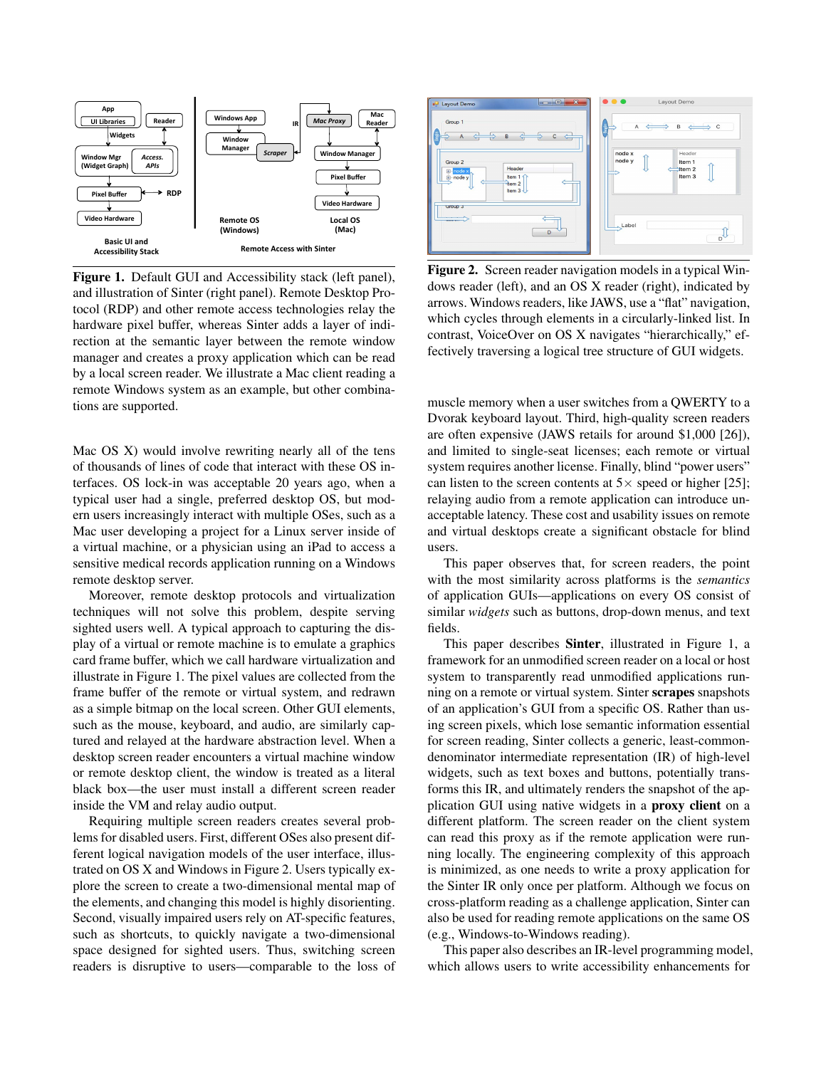**Figure 1.** Default GUI and Accessibility stack (left panel), and illustration of Sinter (right panel). Remote Desktop Protocol (RDP) and other remote access technologies relay the hardware pixel buffer, whereas Sinter adds a layer of indirection at the semantic layer between the remote window manager and creates a proxy application which can be read by a local screen reader. We illustrate a Mac client reading a remote Windows system as an example, but other combinations are supported.

**Figure 2.** Screen reader navigation models in a typical Windows reader (left), and an OS X reader (right), indicated by arrows. Windows readers, like JAWS, use a "flat" navigation, which cycles through elements in a circularly-linked list. In contrast, VoiceOver on OS X navigates "hierarchically," effectively traversing a logical tree structure of GUI widgets.

Mac OS X) would involve rewriting nearly all of the tens of thousands of lines of code that interact with these OS interfaces. OS lock-in was acceptable 20 years ago, when a typical user had a single, preferred desktop OS, but modern users increasingly interact with multiple OSes, such as a Mac user developing a project for a Linux server inside of a virtual machine, or a physician using an iPad to access a sensitive medical records application running on a Windows remote desktop server.

Moreover, remote desktop protocols and virtualization techniques will not solve this problem, despite serving sighted users well. A typical approach to capturing the display of a virtual or remote machine is to emulate a graphics card frame buffer, which we call hardware virtualization and illustrate in Figure 1. The pixel values are collected from the frame buffer of the remote or virtual system, and redrawn as a simple bitmap on the local screen. Other GUI elements, such as the mouse, keyboard, and audio, are similarly captured and relayed at the hardware abstraction level. When a desktop screen reader encounters a virtual machine window or remote desktop client, the window is treated as a literal black box—the user must install a different screen reader inside the VM and relay audio output.

Requiring multiple screen readers creates several problems for disabled users. First, different OSes also present different logical navigation models of the user interface, illustrated on OS X and Windows in Figure 2. Users typically explore the screen to create a two-dimensional mental map of the elements, and changing this model is highly disorienting. Second, visually impaired users rely on AT-specific features, such as shortcuts, to quickly navigate a two-dimensional space designed for sighted users. Thus, switching screen readers is disruptive to users—comparable to the loss of muscle memory when a user switches from a QWERTY to a Dvorak keyboard layout. Third, high-quality screen readers are often expensive (JAWS retails for around $1,000 [26]), and limited to single-seat licenses; each remote or virtual system requires another license. Finally, blind "power users" can listen to the screen contents at $5\times$ speed or higher [25]; relaying audio from a remote application can introduce unacceptable latency. These cost and usability issues on remote and virtual desktops create a significant obstacle for blind users.

This paper observes that, for screen readers, the point with the most similarity across platforms is the *semantics* of application GUIs—applications on every OS consist of similar *widgets* such as buttons, drop-down menus, and text fields.

This paper describes **Sinter**, illustrated in Figure 1, a framework for an unmodified screen reader on a local or host system to transparently read unmodified applications running on a remote or virtual system. Sinter **scrapes** snapshots of an application's GUI from a specific OS. Rather than using screen pixels, which lose semantic information essential for screen reading, Sinter collects a generic, least-common-denominator intermediate representation (IR) of high-level widgets, such as text boxes and buttons, potentially transforms this IR, and ultimately renders the snapshot of the application GUI using native widgets in a **proxy client** on a different platform. The screen reader on the client system can read this proxy as if the remote application were running locally. The engineering complexity of this approach is minimized, as one needs to write a proxy application for the Sinter IR only once per platform. Although we focus on cross-platform reading as a challenge application, Sinter can also be used for reading remote applications on the same OS (e.g., Windows-to-Windows reading).

This paper also describes an IR-level programming model, which allows users to write accessibility enhancements for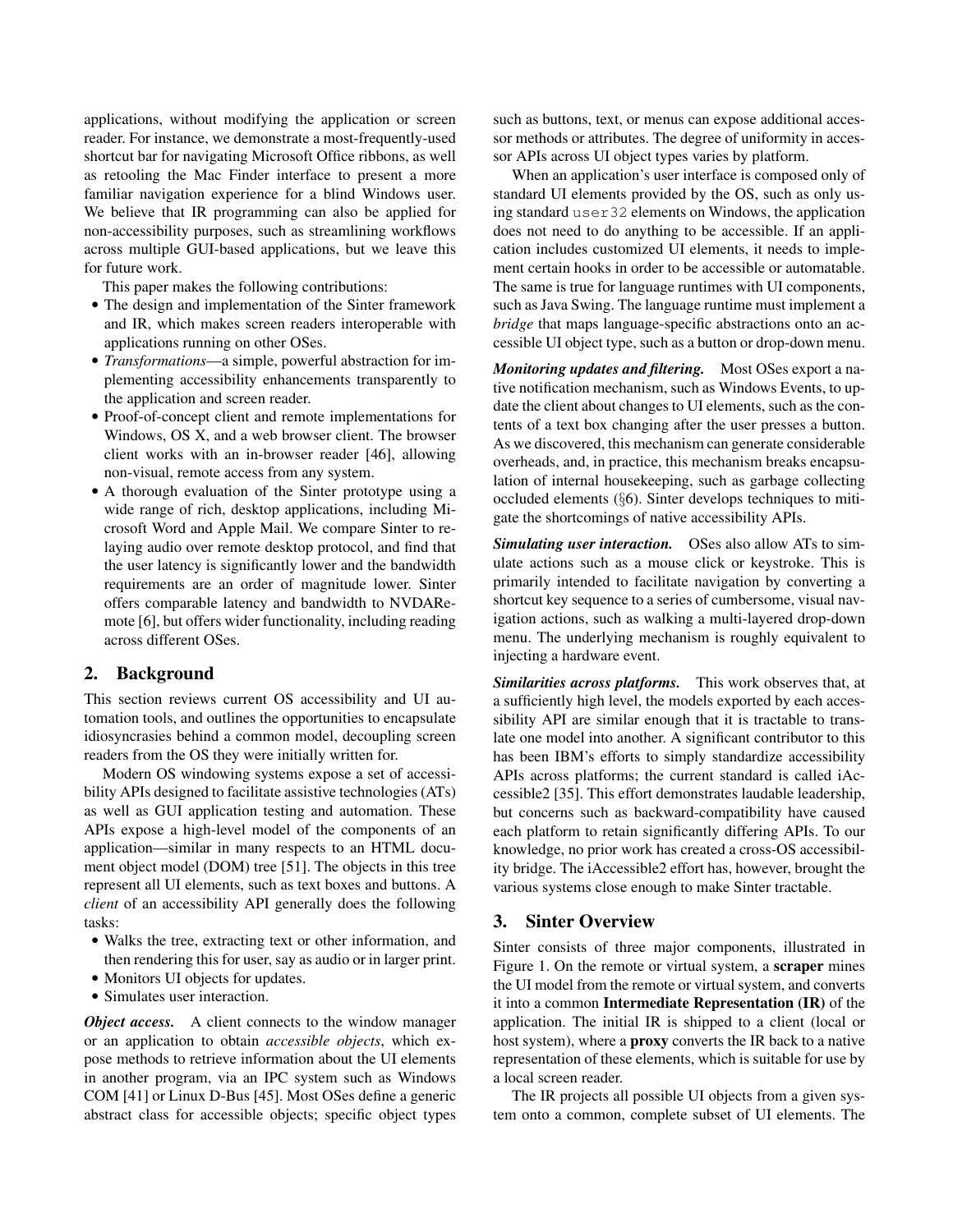applications, without modifying the application or screen reader. For instance, we demonstrate a most-frequently-used shortcut bar for navigating Microsoft Office ribbons, as well as retooling the Mac Finder interface to present a more familiar navigation experience for a blind Windows user. We believe that IR programming can also be applied for non-accessibility purposes, such as streamlining workflows across multiple GUI-based applications, but we leave this for future work.

This paper makes the following contributions:

- The design and implementation of the Sinter framework and IR, which makes screen readers interoperable with applications running on other OSes.
- *Transformations*—a simple, powerful abstraction for implementing accessibility enhancements transparently to the application and screen reader.
- Proof-of-concept client and remote implementations for Windows, OS X, and a web browser client. The browser client works with an in-browser reader [46], allowing non-visual, remote access from any system.
- A thorough evaluation of the Sinter prototype using a wide range of rich, desktop applications, including Microsoft Word and Apple Mail. We compare Sinter to relaying audio over remote desktop protocol, and find that the user latency is significantly lower and the bandwidth requirements are an order of magnitude lower. Sinter offers comparable latency and bandwidth to NVDARemote [6], but offers wider functionality, including reading across different OSes.

## 2. Background

This section reviews current OS accessibility and UI automation tools, and outlines the opportunities to encapsulate idiosyncrasies behind a common model, decoupling screen readers from the OS they were initially written for.

Modern OS windowing systems expose a set of accessibility APIs designed to facilitate assistive technologies (ATs) as well as GUI application testing and automation. These APIs expose a high-level model of the components of an application—similar in many respects to an HTML document object model (DOM) tree [51]. The objects in this tree represent all UI elements, such as text boxes and buttons. A *client* of an accessibility API generally does the following tasks:

- Walks the tree, extracting text or other information, and then rendering this for user, say as audio or in larger print.
- Monitors UI objects for updates.
- Simulates user interaction.

***Object access.*** A client connects to the window manager or an application to obtain *accessible objects*, which expose methods to retrieve information about the UI elements in another program, via an IPC system such as Windows COM [41] or Linux D-Bus [45]. Most OSes define a generic abstract class for accessible objects; specific object types such as buttons, text, or menus can expose additional accessor methods or attributes. The degree of uniformity in accessor APIs across UI object types varies by platform.

When an application's user interface is composed only of standard UI elements provided by the OS, such as only using standard `user32` elements on Windows, the application does not need to do anything to be accessible. If an application includes customized UI elements, it needs to implement certain hooks in order to be accessible or automatable. The same is true for language runtimes with UI components, such as Java Swing. The language runtime must implement a *bridge* that maps language-specific abstractions onto an accessible UI object type, such as a button or drop-down menu.

***Monitoring updates and filtering.*** Most OSes export a native notification mechanism, such as Windows Events, to update the client about changes to UI elements, such as the contents of a text box changing after the user presses a button. As we discovered, this mechanism can generate considerable overheads, and, in practice, this mechanism breaks encapsulation of internal housekeeping, such as garbage collecting occluded elements (§6). Sinter develops techniques to mitigate the shortcomings of native accessibility APIs.

***Simulating user interaction.*** OSes also allow ATs to simulate actions such as a mouse click or keystroke. This is primarily intended to facilitate navigation by converting a shortcut key sequence to a series of cumbersome, visual navigation actions, such as walking a multi-layered drop-down menu. The underlying mechanism is roughly equivalent to injecting a hardware event.

***Similarities across platforms.*** This work observes that, at a sufficiently high level, the models exported by each accessibility API are similar enough that it is tractable to translate one model into another. A significant contributor to this has been IBM's efforts to simply standardize accessibility APIs across platforms; the current standard is called iAccessible2 [35]. This effort demonstrates laudable leadership, but concerns such as backward-compatibility have caused each platform to retain significantly differing APIs. To our knowledge, no prior work has created a cross-OS accessibility bridge. The iAccessible2 effort has, however, brought the various systems close enough to make Sinter tractable.

## 3. Sinter Overview

Sinter consists of three major components, illustrated in Figure 1. On the remote or virtual system, a **scraper** mines the UI model from the remote or virtual system, and converts it into a common **Intermediate Representation (IR)** of the application. The initial IR is shipped to a client (local or host system), where a **proxy** converts the IR back to a native representation of these elements, which is suitable for use by a local screen reader.

The IR projects all possible UI objects from a given system onto a common, complete subset of UI elements. The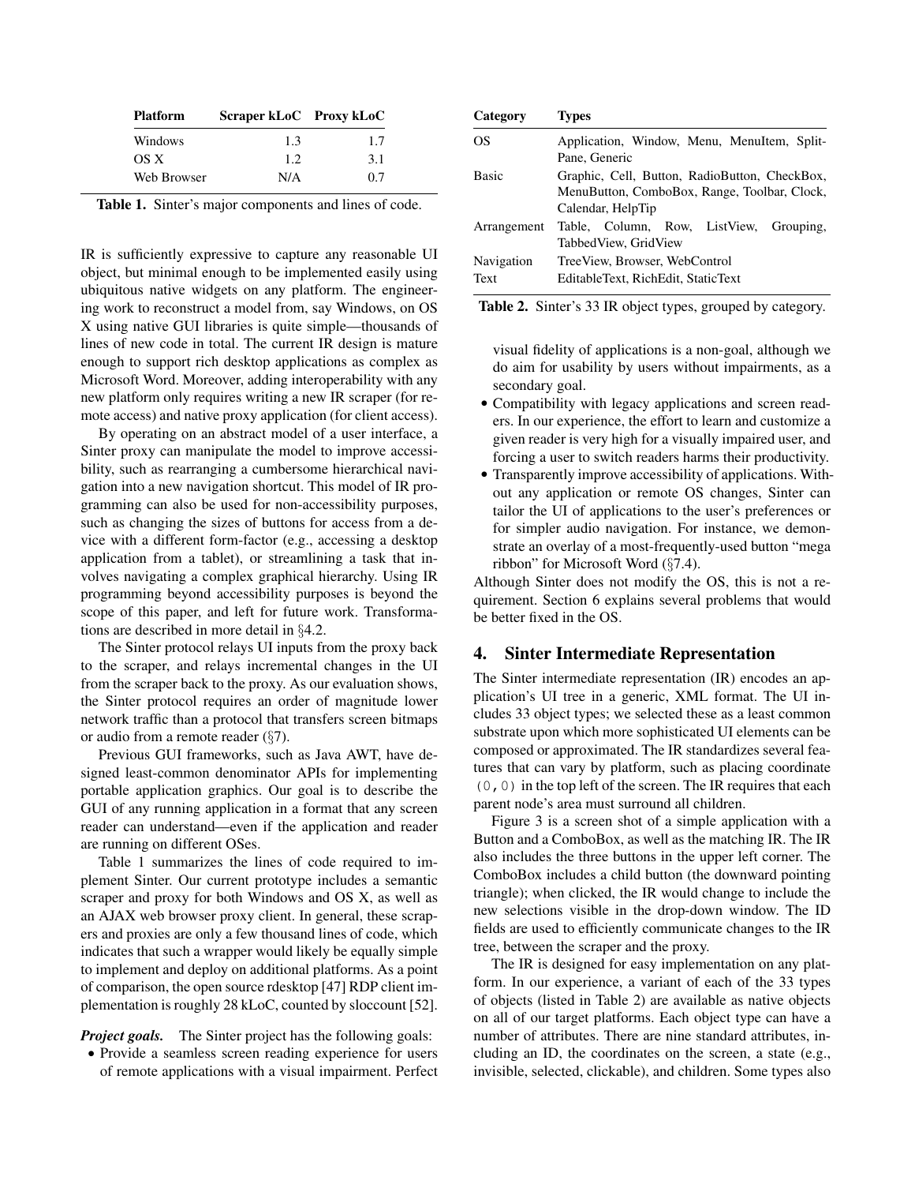| Platform | Scraper kLoC | Proxy kLoC |
|---|---|---|
| Windows | 1.3 | 1.7 |
| OS X | 1.2 | 3.1 |
| Web Browser | N/A | 0.7 |

**Table 1.** Sinter's major components and lines of code.

IR is sufficiently expressive to capture any reasonable UI object, but minimal enough to be implemented easily using ubiquitous native widgets on any platform. The engineering work to reconstruct a model from, say Windows, on OS X using native GUI libraries is quite simple—thousands of lines of new code in total. The current IR design is mature enough to support rich desktop applications as complex as Microsoft Word. Moreover, adding interoperability with any new platform only requires writing a new IR scraper (for remote access) and native proxy application (for client access).

By operating on an abstract model of a user interface, a Sinter proxy can manipulate the model to improve accessibility, such as rearranging a cumbersome hierarchical navigation into a new navigation shortcut. This model of IR programming can also be used for non-accessibility purposes, such as changing the sizes of buttons for access from a device with a different form-factor (e.g., accessing a desktop application from a tablet), or streamlining a task that involves navigating a complex graphical hierarchy. Using IR programming beyond accessibility purposes is beyond the scope of this paper, and left for future work. Transformations are described in more detail in §4.2.

The Sinter protocol relays UI inputs from the proxy back to the scraper, and relays incremental changes in the UI from the scraper back to the proxy. As our evaluation shows, the Sinter protocol requires an order of magnitude lower network traffic than a protocol that transfers screen bitmaps or audio from a remote reader (§7).

Previous GUI frameworks, such as Java AWT, have designed least-common denominator APIs for implementing portable application graphics. Our goal is to describe the GUI of any running application in a format that any screen reader can understand—even if the application and reader are running on different OSes.

Table 1 summarizes the lines of code required to implement Sinter. Our current prototype includes a semantic scraper and proxy for both Windows and OS X, as well as an AJAX web browser proxy client. In general, these scrapers and proxies are only a few thousand lines of code, which indicates that such a wrapper would likely be equally simple to implement and deploy on additional platforms. As a point of comparison, the open source rdesktop [47] RDP client implementation is roughly 28 kLoC, counted by sloccount [52].

***Project goals.*** The Sinter project has the following goals:

- Provide a seamless screen reading experience for users of remote applications with a visual impairment. Perfect visual fidelity of applications is a non-goal, although we do aim for usability by users without impairments, as a secondary goal.
- Compatibility with legacy applications and screen readers. In our experience, the effort to learn and customize a given reader is very high for a visually impaired user, and forcing a user to switch readers harms their productivity.
- Transparently improve accessibility of applications. Without any application or remote OS changes, Sinter can tailor the UI of applications to the user's preferences or for simpler audio navigation. For instance, we demonstrate an overlay of a most-frequently-used button "mega ribbon" for Microsoft Word (§7.4).

Although Sinter does not modify the OS, this is not a requirement. Section 6 explains several problems that would be better fixed in the OS.

| Category | Types |
|---|---|
| OS | Application, Window, Menu, MenuItem, SplitPane, Generic |
| Basic | Graphic, Cell, Button, RadioButton, CheckBox, MenuButton, ComboBox, Range, Toolbar, Clock, Calendar, HelpTip |
| Arrangement | Table, Column, Row, ListView, Grouping, TabbedView, GridView |
| Navigation | TreeView, Browser, WebControl |
| Text | EditableText, RichEdit, StaticText |

**Table 2.** Sinter's 33 IR object types, grouped by category.

## 4. Sinter Intermediate Representation

The Sinter intermediate representation (IR) encodes an application's UI tree in a generic, XML format. The UI includes 33 object types; we selected these as a least common substrate upon which more sophisticated UI elements can be composed or approximated. The IR standardizes several features that can vary by platform, such as placing coordinate `(0,0)` in the top left of the screen. The IR requires that each parent node's area must surround all children.

Figure 3 is a screen shot of a simple application with a Button and a ComboBox, as well as the matching IR. The IR also includes the three buttons in the upper left corner. The ComboBox includes a child button (the downward pointing triangle); when clicked, the IR would change to include the new selections visible in the drop-down window. The ID fields are used to efficiently communicate changes to the IR tree, between the scraper and the proxy.

The IR is designed for easy implementation on any platform. In our experience, a variant of each of the 33 types of objects (listed in Table 2) are available as native objects on all of our target platforms. Each object type can have a number of attributes. There are nine standard attributes, including an ID, the coordinates on the screen, a state (e.g., invisible, selected, clickable), and children. Some types also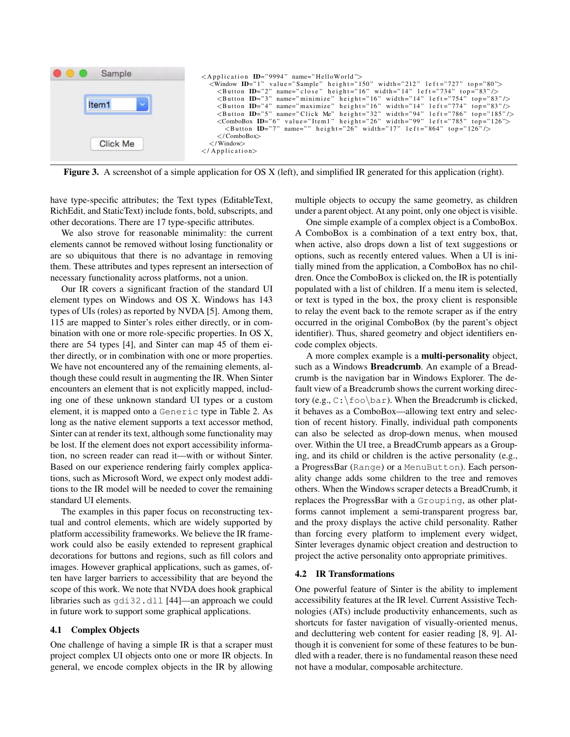```
<Application ID="9994" name="HelloWorld">
  <Window ID="1" value="Sample" height="150" width="212" left="727" top="80">
    <Button ID="2" name="close" height="16" width="14" left="734" top="83"/>
    <Button ID="3" name="minimize" height="16" width="14" left="754" top="83"/>
    <Button ID="4" name="maximize" height="16" width="14" left="774" top="83"/>
    <Button ID="5" name="Click Me" height="32" width="94" left="786" top="185"/>
    <ComboBox ID="6" value="Item1" height="26" width="99" left="785" top="126">
      <Button ID="7" name="" height="26" width="17" left="864" top="126"/>
    </ComboBox>
  </Window>
</Application>
```

**Figure 3.** A screenshot of a simple application for OS X (left), and simplified IR generated for this application (right).

have type-specific attributes; the Text types (EditableText, RichEdit, and StaticText) include fonts, bold, subscripts, and other decorations. There are 17 type-specific attributes.

We also strove for reasonable minimality: the current elements cannot be removed without losing functionality or are so ubiquitous that there is no advantage in removing them. These attributes and types represent an intersection of necessary functionality across platforms, not a union.

Our IR covers a significant fraction of the standard UI element types on Windows and OS X. Windows has 143 types of UIs (roles) as reported by NVDA [5]. Among them, 115 are mapped to Sinter's roles either directly, or in combination with one or more role-specific properties. In OS X, there are 54 types [4], and Sinter can map 45 of them either directly, or in combination with one or more properties. We have not encountered any of the remaining elements, although these could result in augmenting the IR. When Sinter encounters an element that is not explicitly mapped, including one of these unknown standard UI types or a custom element, it is mapped onto a `Generic` type in Table 2. As long as the native element supports a text accessor method, Sinter can at render its text, although some functionality may be lost. If the element does not export accessibility information, no screen reader can read it—with or without Sinter. Based on our experience rendering fairly complex applications, such as Microsoft Word, we expect only modest additions to the IR model will be needed to cover the remaining standard UI elements.

The examples in this paper focus on reconstructing textual and control elements, which are widely supported by platform accessibility frameworks. We believe the IR framework could also be easily extended to represent graphical decorations for buttons and regions, such as fill colors and images. However graphical applications, such as games, often have larger barriers to accessibility that are beyond the scope of this work. We note that NVDA does hook graphical libraries such as `gdi32.dll` [44]—an approach we could in future work to support some graphical applications.

### 4.1 Complex Objects

One challenge of having a simple IR is that a scraper must project complex UI objects onto one or more IR objects. In general, we encode complex objects in the IR by allowing multiple objects to occupy the same geometry, as children under a parent object. At any point, only one object is visible.

One simple example of a complex object is a ComboBox. A ComboBox is a combination of a text entry box, that, when active, also drops down a list of text suggestions or options, such as recently entered values. When a UI is initially mined from the application, a ComboBox has no children. Once the ComboBox is clicked on, the IR is potentially populated with a list of children. If a menu item is selected, or text is typed in the box, the proxy client is responsible to relay the event back to the remote scraper as if the entry occurred in the original ComboBox (by the parent's object identifier). Thus, shared geometry and object identifiers encode complex objects.

A more complex example is a **multi-personality** object, such as a Windows **Breadcrumb**. An example of a Breadcrumb is the navigation bar in Windows Explorer. The default view of a Breadcrumb shows the current working directory (e.g., `C:\foo\bar`). When the Breadcrumb is clicked, it behaves as a ComboBox—allowing text entry and selection of recent history. Finally, individual path components can also be selected as drop-down menus, when moused over. Within the UI tree, a BreadCrumb appears as a Grouping, and its child or children is the active personality (e.g., a ProgressBar (`Range`) or a `MenuButton`). Each personality change adds some children to the tree and removes others. When the Windows scraper detects a BreadCrumb, it replaces the ProgressBar with a `Grouping`, as other platforms cannot implement a semi-transparent progress bar, and the proxy displays the active child personality. Rather than forcing every platform to implement every widget, Sinter leverages dynamic object creation and destruction to project the active personality onto appropriate primitives.

### 4.2 IR Transformations

One powerful feature of Sinter is the ability to implement accessibility features at the IR level. Current Assistive Technologies (ATs) include productivity enhancements, such as shortcuts for faster navigation of visually-oriented menus, and decluttering web content for easier reading [8, 9]. Although it is convenient for some of these features to be bundled with a reader, there is no fundamental reason these need not have a modular, composable architecture.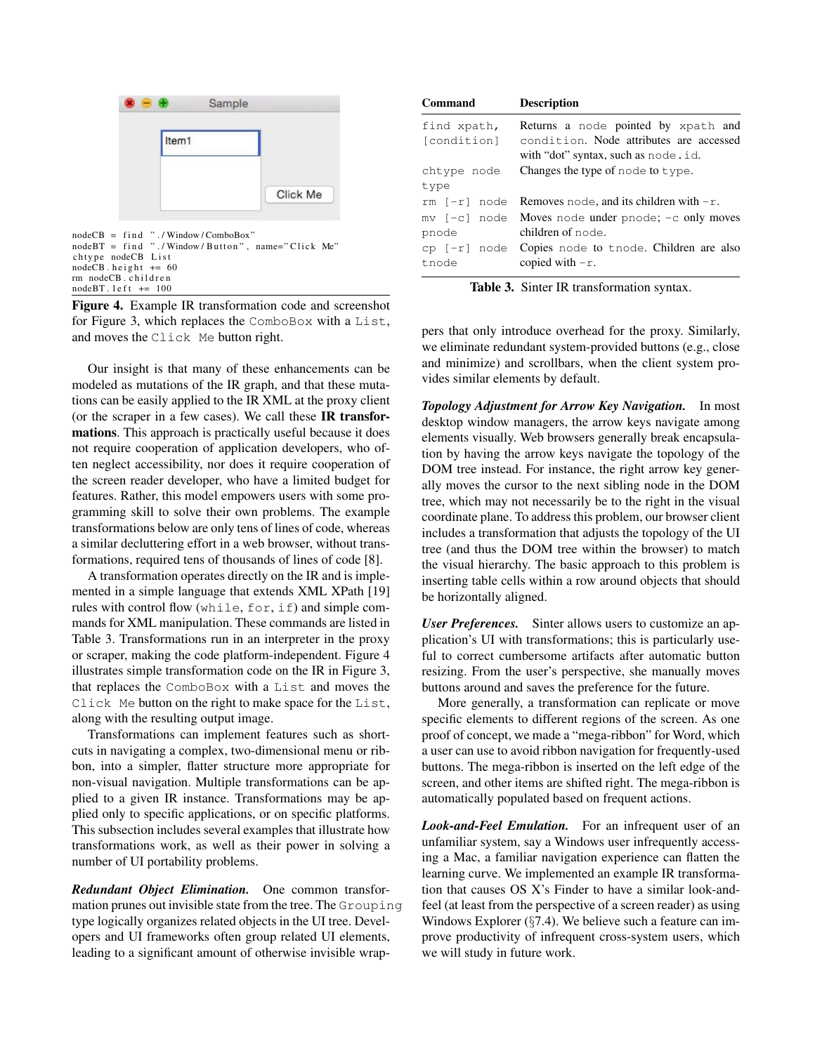```
nodeCB = find "./Window/ComboBox"
nodeBT = find "./Window/Button", name="Click Me"
chtype nodeCB List
nodeCB.height += 60
rm nodeCB.children
nodeBT.left += 100
```

**Figure 4.** Example IR transformation code and screenshot for Figure 3, which replaces the `ComboBox` with a `List`, and moves the `Click Me` button right.

Our insight is that many of these enhancements can be modeled as mutations of the IR graph, and that these mutations can be easily applied to the IR XML at the proxy client (or the scraper in a few cases). We call these **IR transformations**. This approach is practically useful because it does not require cooperation of application developers, who often neglect accessibility, nor does it require cooperation of the screen reader developer, who have a limited budget for features. Rather, this model empowers users with some programming skill to solve their own problems. The example transformations below are only tens of lines of code, whereas a similar decluttering effort in a web browser, without transformations, required tens of thousands of lines of code [8].

A transformation operates directly on the IR and is implemented in a simple language that extends XML XPath [19] rules with control flow (`while`, `for`, `if`) and simple commands for XML manipulation. These commands are listed in Table 3. Transformations run in an interpreter in the proxy or scraper, making the code platform-independent. Figure 4 illustrates simple transformation code on the IR in Figure 3, that replaces the `ComboBox` with a `List` and moves the `Click Me` button on the right to make space for the `List`, along with the resulting output image.

Transformations can implement features such as shortcuts in navigating a complex, two-dimensional menu or ribbon, into a simpler, flatter structure more appropriate for non-visual navigation. Multiple transformations can be applied to a given IR instance. Transformations may be applied only to specific applications, or on specific platforms. This subsection includes several examples that illustrate how transformations work, as well as their power in solving a number of UI portability problems.

***Redundant Object Elimination.*** One common transformation prunes out invisible state from the tree. The `Grouping` type logically organizes related objects in the UI tree. Developers and UI frameworks often group related UI elements, leading to a significant amount of otherwise invisible wrappers that only introduce overhead for the proxy. Similarly, we eliminate redundant system-provided buttons (e.g., close and minimize) and scrollbars, when the client system provides similar elements by default.

| Command | Description |
|---|---|
| `find xpath, [condition]` | Returns a `node` pointed by `xpath` and `condition`. Node attributes are accessed with "dot" syntax, such as `node.id`. |
| `chtype node type` | Changes the type of `node` to `type`. |
| `rm [-r] node` | Removes `node`, and its children with `-r`. |
| `mv [-c] node pnode` | Moves `node` under `pnode`; `-c` only moves children of `node`. |
| `cp [-r] node tnode` | Copies `node` to `tnode`. Children are also copied with `-r`. |

**Table 3.** Sinter IR transformation syntax.

***Topology Adjustment for Arrow Key Navigation.*** In most desktop window managers, the arrow keys navigate among elements visually. Web browsers generally break encapsulation by having the arrow keys navigate the topology of the DOM tree instead. For instance, the right arrow key generally moves the cursor to the next sibling node in the DOM tree, which may not necessarily be to the right in the visual coordinate plane. To address this problem, our browser client includes a transformation that adjusts the topology of the UI tree (and thus the DOM tree within the browser) to match the visual hierarchy. The basic approach to this problem is inserting table cells within a row around objects that should be horizontally aligned.

***User Preferences.*** Sinter allows users to customize an application's UI with transformations; this is particularly useful to correct cumbersome artifacts after automatic button resizing. From the user's perspective, she manually moves buttons around and saves the preference for the future.

More generally, a transformation can replicate or move specific elements to different regions of the screen. As one proof of concept, we made a "mega-ribbon" for Word, which a user can use to avoid ribbon navigation for frequently-used buttons. The mega-ribbon is inserted on the left edge of the screen, and other items are shifted right. The mega-ribbon is automatically populated based on frequent actions.

***Look-and-Feel Emulation.*** For an infrequent user of an unfamiliar system, say a Windows user infrequently accessing a Mac, a familiar navigation experience can flatten the learning curve. We implemented an example IR transformation that causes OS X's Finder to have a similar look-and-feel (at least from the perspective of a screen reader) as using Windows Explorer (§7.4). We believe such a feature can improve productivity of infrequent cross-system users, which we will study in future work.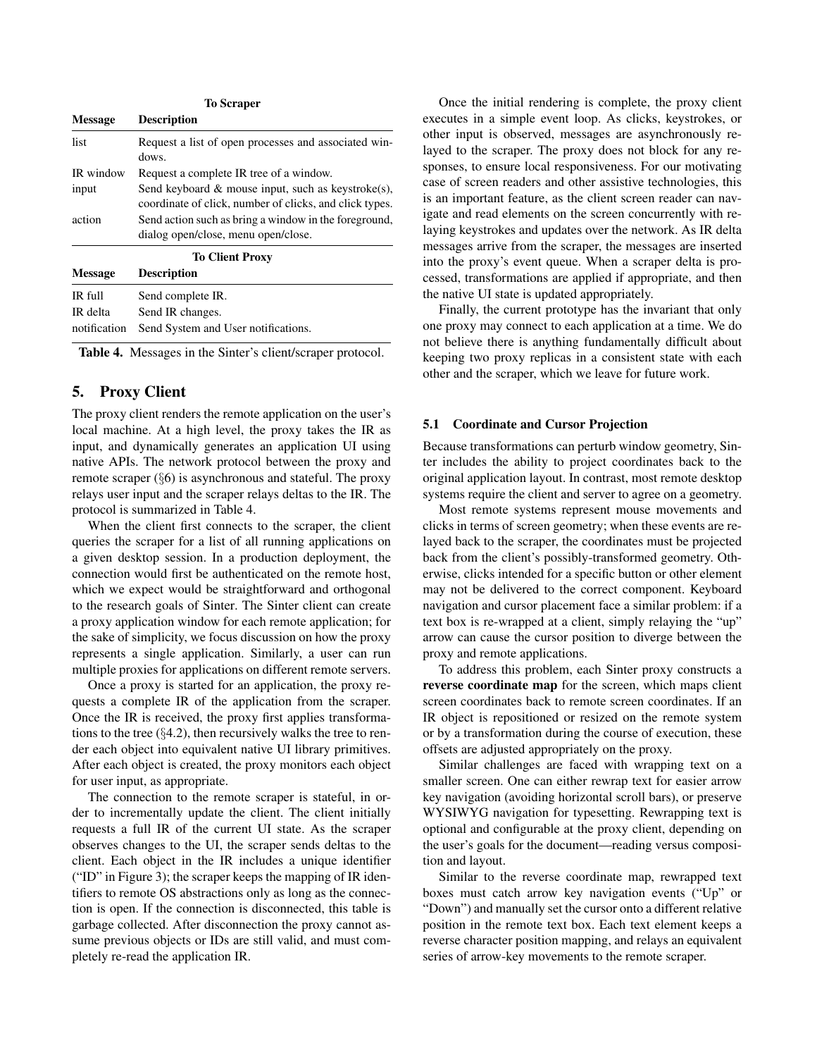**To Scraper**

| Message | Description |
| --- | --- |
| list | Request a list of open processes and associated windows. |
| IR window | Request a complete IR tree of a window. |
| input | Send keyboard & mouse input, such as keystroke(s), coordinate of click, number of clicks, and click types. |
| action | Send action such as bring a window in the foreground, dialog open/close, menu open/close. |

**To Client Proxy**

| Message | Description |
| --- | --- |
| IR full | Send complete IR. |
| IR delta | Send IR changes. |
| notification | Send System and User notifications. |

**Table 4.** Messages in the Sinter's client/scraper protocol.

## 5. Proxy Client

The proxy client renders the remote application on the user's local machine. At a high level, the proxy takes the IR as input, and dynamically generates an application UI using native APIs. The network protocol between the proxy and remote scraper (§6) is asynchronous and stateful. The proxy relays user input and the scraper relays deltas to the IR. The protocol is summarized in Table 4.

When the client first connects to the scraper, the client queries the scraper for a list of all running applications on a given desktop session. In a production deployment, the connection would first be authenticated on the remote host, which we expect would be straightforward and orthogonal to the research goals of Sinter. The Sinter client can create a proxy application window for each remote application; for the sake of simplicity, we focus discussion on how the proxy represents a single application. Similarly, a user can run multiple proxies for applications on different remote servers.

Once a proxy is started for an application, the proxy requests a complete IR of the application from the scraper. Once the IR is received, the proxy first applies transformations to the tree (§4.2), then recursively walks the tree to render each object into equivalent native UI library primitives. After each object is created, the proxy monitors each object for user input, as appropriate.

The connection to the remote scraper is stateful, in order to incrementally update the client. The client initially requests a full IR of the current UI state. As the scraper observes changes to the UI, the scraper sends deltas to the client. Each object in the IR includes a unique identifier ("ID" in Figure 3); the scraper keeps the mapping of IR identifiers to remote OS abstractions only as long as the connection is open. If the connection is disconnected, this table is garbage collected. After disconnection the proxy cannot assume previous objects or IDs are still valid, and must completely re-read the application IR.

Once the initial rendering is complete, the proxy client executes in a simple event loop. As clicks, keystrokes, or other input is observed, messages are asynchronously relayed to the scraper. The proxy does not block for any responses, to ensure local responsiveness. For our motivating case of screen readers and other assistive technologies, this is an important feature, as the client screen reader can navigate and read elements on the screen concurrently with relaying keystrokes and updates over the network. As IR delta messages arrive from the scraper, the messages are inserted into the proxy's event queue. When a scraper delta is processed, transformations are applied if appropriate, and then the native UI state is updated appropriately.

Finally, the current prototype has the invariant that only one proxy may connect to each application at a time. We do not believe there is anything fundamentally difficult about keeping two proxy replicas in a consistent state with each other and the scraper, which we leave for future work.

### 5.1 Coordinate and Cursor Projection

Because transformations can perturb window geometry, Sinter includes the ability to project coordinates back to the original application layout. In contrast, most remote desktop systems require the client and server to agree on a geometry.

Most remote systems represent mouse movements and clicks in terms of screen geometry; when these events are relayed back to the scraper, the coordinates must be projected back from the client's possibly-transformed geometry. Otherwise, clicks intended for a specific button or other element may not be delivered to the correct component. Keyboard navigation and cursor placement face a similar problem: if a text box is re-wrapped at a client, simply relaying the "up" arrow can cause the cursor position to diverge between the proxy and remote applications.

To address this problem, each Sinter proxy constructs a **reverse coordinate map** for the screen, which maps client screen coordinates back to remote screen coordinates. If an IR object is repositioned or resized on the remote system or by a transformation during the course of execution, these offsets are adjusted appropriately on the proxy.

Similar challenges are faced with wrapping text on a smaller screen. One can either rewrap text for easier arrow key navigation (avoiding horizontal scroll bars), or preserve WYSIWYG navigation for typesetting. Rewrapping text is optional and configurable at the proxy client, depending on the user's goals for the document—reading versus composition and layout.

Similar to the reverse coordinate map, rewrapped text boxes must catch arrow key navigation events ("Up" or "Down") and manually set the cursor onto a different relative position in the remote text box. Each text element keeps a reverse character position mapping, and relays an equivalent series of arrow-key movements to the remote scraper.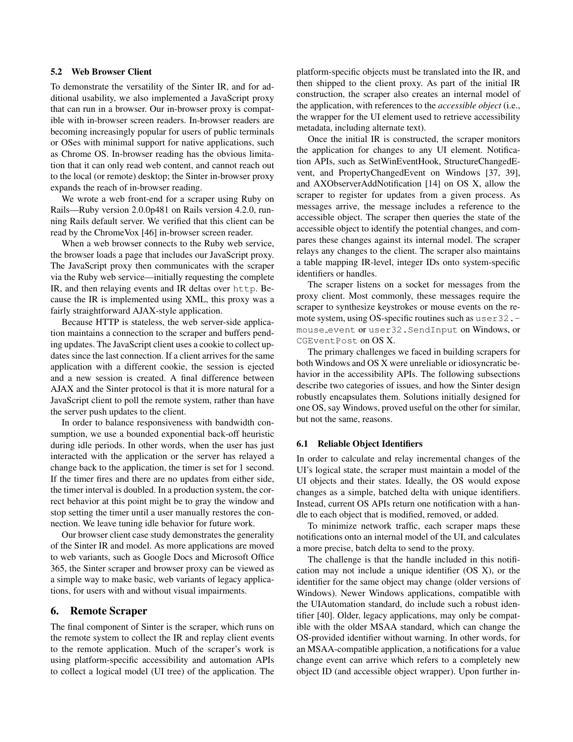### 5.2 Web Browser Client

To demonstrate the versatility of the Sinter IR, and for additional usability, we also implemented a JavaScript proxy that can run in a browser. Our in-browser proxy is compatible with in-browser screen readers. In-browser readers are becoming increasingly popular for users of public terminals or OSes with minimal support for native applications, such as Chrome OS. In-browser reading has the obvious limitation that it can only read web content, and cannot reach out to the local (or remote) desktop; the Sinter in-browser proxy expands the reach of in-browser reading.

We wrote a web front-end for a scraper using Ruby on Rails—Ruby version 2.0.0p481 on Rails version 4.2.0, running Rails default server. We verified that this client can be read by the ChromeVox [46] in-browser screen reader.

When a web browser connects to the Ruby web service, the browser loads a page that includes our JavaScript proxy. The JavaScript proxy then communicates with the scraper via the Ruby web service—initially requesting the complete IR, and then relaying events and IR deltas over `http`. Because the IR is implemented using XML, this proxy was a fairly straightforward AJAX-style application.

Because HTTP is stateless, the web server-side application maintains a connection to the scraper and buffers pending updates. The JavaScript client uses a cookie to collect updates since the last connection. If a client arrives for the same application with a different cookie, the session is ejected and a new session is created. A final difference between AJAX and the Sinter protocol is that it is more natural for a JavaScript client to poll the remote system, rather than have the server push updates to the client.

In order to balance responsiveness with bandwidth consumption, we use a bounded exponential back-off heuristic during idle periods. In other words, when the user has just interacted with the application or the server has relayed a change back to the application, the timer is set for 1 second. If the timer fires and there are no updates from either side, the timer interval is doubled. In a production system, the correct behavior at this point might be to gray the window and stop setting the timer until a user manually restores the connection. We leave tuning idle behavior for future work.

Our browser client case study demonstrates the generality of the Sinter IR and model. As more applications are moved to web variants, such as Google Docs and Microsoft Office 365, the Sinter scraper and browser proxy can be viewed as a simple way to make basic, web variants of legacy applications, for users with and without visual impairments.

## 6. Remote Scraper

The final component of Sinter is the scraper, which runs on the remote system to collect the IR and replay client events to the remote application. Much of the scraper's work is using platform-specific accessibility and automation APIs to collect a logical model (UI tree) of the application. The platform-specific objects must be translated into the IR, and then shipped to the client proxy. As part of the initial IR construction, the scraper also creates an internal model of the application, with references to the *accessible object* (i.e., the wrapper for the UI element used to retrieve accessibility metadata, including alternate text).

Once the initial IR is constructed, the scraper monitors the application for changes to any UI element. Notification APIs, such as SetWinEventHook, StructureChangedEvent, and PropertyChangedEvent on Windows [37, 39], and AXObserverAddNotification [14] on OS X, allow the scraper to register for updates from a given process. As messages arrive, the message includes a reference to the accessible object. The scraper then queries the state of the accessible object to identify the potential changes, and compares these changes against its internal model. The scraper relays any changes to the client. The scraper also maintains a table mapping IR-level, integer IDs onto system-specific identifiers or handles.

The scraper listens on a socket for messages from the proxy client. Most commonly, these messages require the scraper to synthesize keystrokes or mouse events on the remote system, using OS-specific routines such as `user32.mouse_event` or `user32.SendInput` on Windows, or `CGEventPost` on OS X.

The primary challenges we faced in building scrapers for both Windows and OS X were unreliable or idiosyncratic behavior in the accessibility APIs. The following subsections describe two categories of issues, and how the Sinter design robustly encapsulates them. Solutions initially designed for one OS, say Windows, proved useful on the other for similar, but not the same, reasons.

### 6.1 Reliable Object Identifiers

In order to calculate and relay incremental changes of the UI's logical state, the scraper must maintain a model of the UI objects and their states. Ideally, the OS would expose changes as a simple, batched delta with unique identifiers. Instead, current OS APIs return one notification with a handle to each object that is modified, removed, or added.

To minimize network traffic, each scraper maps these notifications onto an internal model of the UI, and calculates a more precise, batch delta to send to the proxy.

The challenge is that the handle included in this notification may not include a unique identifier (OS X), or the identifier for the same object may change (older versions of Windows). Newer Windows applications, compatible with the UIAutomation standard, do include such a robust identifier [40]. Older, legacy applications, may only be compatible with the older MSAA standard, which can change the OS-provided identifier without warning. In other words, for an MSAA-compatible application, a notifications for a value change event can arrive which refers to a completely new object ID (and accessible object wrapper). Upon further in-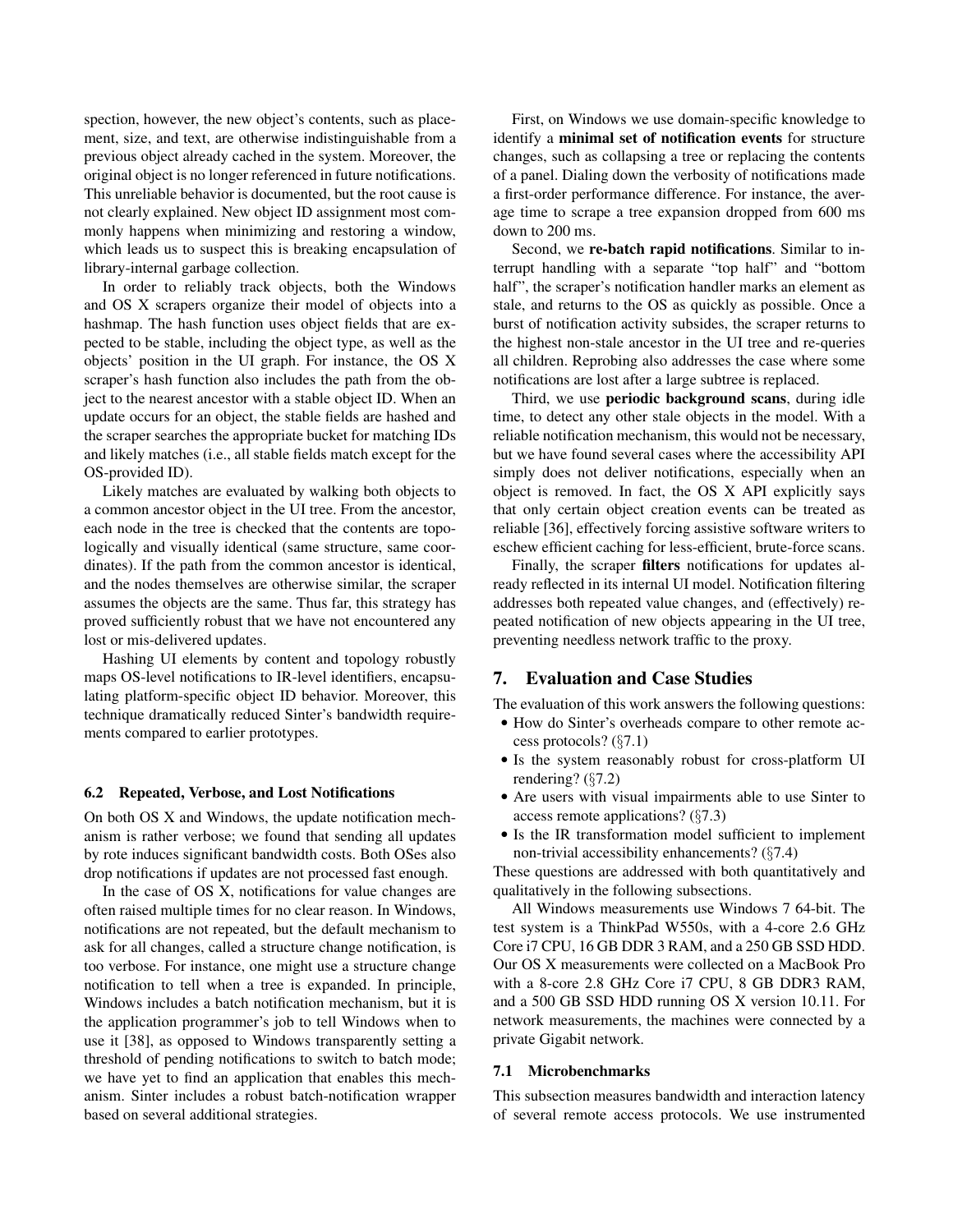spection, however, the new object's contents, such as placement, size, and text, are otherwise indistinguishable from a previous object already cached in the system. Moreover, the original object is no longer referenced in future notifications. This unreliable behavior is documented, but the root cause is not clearly explained. New object ID assignment most commonly happens when minimizing and restoring a window, which leads us to suspect this is breaking encapsulation of library-internal garbage collection.

In order to reliably track objects, both the Windows and OS X scrapers organize their model of objects into a hashmap. The hash function uses object fields that are expected to be stable, including the object type, as well as the objects' position in the UI graph. For instance, the OS X scraper's hash function also includes the path from the object to the nearest ancestor with a stable object ID. When an update occurs for an object, the stable fields are hashed and the scraper searches the appropriate bucket for matching IDs and likely matches (i.e., all stable fields match except for the OS-provided ID).

Likely matches are evaluated by walking both objects to a common ancestor object in the UI tree. From the ancestor, each node in the tree is checked that the contents are topologically and visually identical (same structure, same coordinates). If the path from the common ancestor is identical, and the nodes themselves are otherwise similar, the scraper assumes the objects are the same. Thus far, this strategy has proved sufficiently robust that we have not encountered any lost or mis-delivered updates.

Hashing UI elements by content and topology robustly maps OS-level notifications to IR-level identifiers, encapsulating platform-specific object ID behavior. Moreover, this technique dramatically reduced Sinter's bandwidth requirements compared to earlier prototypes.

### 6.2 Repeated, Verbose, and Lost Notifications

On both OS X and Windows, the update notification mechanism is rather verbose; we found that sending all updates by rote induces significant bandwidth costs. Both OSes also drop notifications if updates are not processed fast enough.

In the case of OS X, notifications for value changes are often raised multiple times for no clear reason. In Windows, notifications are not repeated, but the default mechanism to ask for all changes, called a structure change notification, is too verbose. For instance, one might use a structure change notification to tell when a tree is expanded. In principle, Windows includes a batch notification mechanism, but it is the application programmer's job to tell Windows when to use it [38], as opposed to Windows transparently setting a threshold of pending notifications to switch to batch mode; we have yet to find an application that enables this mechanism. Sinter includes a robust batch-notification wrapper based on several additional strategies.

First, on Windows we use domain-specific knowledge to identify a **minimal set of notification events** for structure changes, such as collapsing a tree or replacing the contents of a panel. Dialing down the verbosity of notifications made a first-order performance difference. For instance, the average time to scrape a tree expansion dropped from 600 ms down to 200 ms.

Second, we **re-batch rapid notifications**. Similar to interrupt handling with a separate "top half" and "bottom half", the scraper's notification handler marks an element as stale, and returns to the OS as quickly as possible. Once a burst of notification activity subsides, the scraper returns to the highest non-stale ancestor in the UI tree and re-queries all children. Reprobing also addresses the case where some notifications are lost after a large subtree is replaced.

Third, we use **periodic background scans**, during idle time, to detect any other stale objects in the model. With a reliable notification mechanism, this would not be necessary, but we have found several cases where the accessibility API simply does not deliver notifications, especially when an object is removed. In fact, the OS X API explicitly says that only certain object creation events can be treated as reliable [36], effectively forcing assistive software writers to eschew efficient caching for less-efficient, brute-force scans.

Finally, the scraper **filters** notifications for updates already reflected in its internal UI model. Notification filtering addresses both repeated value changes, and (effectively) repeated notification of new objects appearing in the UI tree, preventing needless network traffic to the proxy.

## 7. Evaluation and Case Studies

The evaluation of this work answers the following questions:

- How do Sinter's overheads compare to other remote access protocols? (§7.1)
- Is the system reasonably robust for cross-platform UI rendering? (§7.2)
- Are users with visual impairments able to use Sinter to access remote applications? (§7.3)
- Is the IR transformation model sufficient to implement non-trivial accessibility enhancements? (§7.4)

These questions are addressed with both quantitatively and qualitatively in the following subsections.

All Windows measurements use Windows 7 64-bit. The test system is a ThinkPad W550s, with a 4-core 2.6 GHz Core i7 CPU, 16 GB DDR 3 RAM, and a 250 GB SSD HDD. Our OS X measurements were collected on a MacBook Pro with a 8-core 2.8 GHz Core i7 CPU, 8 GB DDR3 RAM, and a 500 GB SSD HDD running OS X version 10.11. For network measurements, the machines were connected by a private Gigabit network.

### 7.1 Microbenchmarks

This subsection measures bandwidth and interaction latency of several remote access protocols. We use instrumented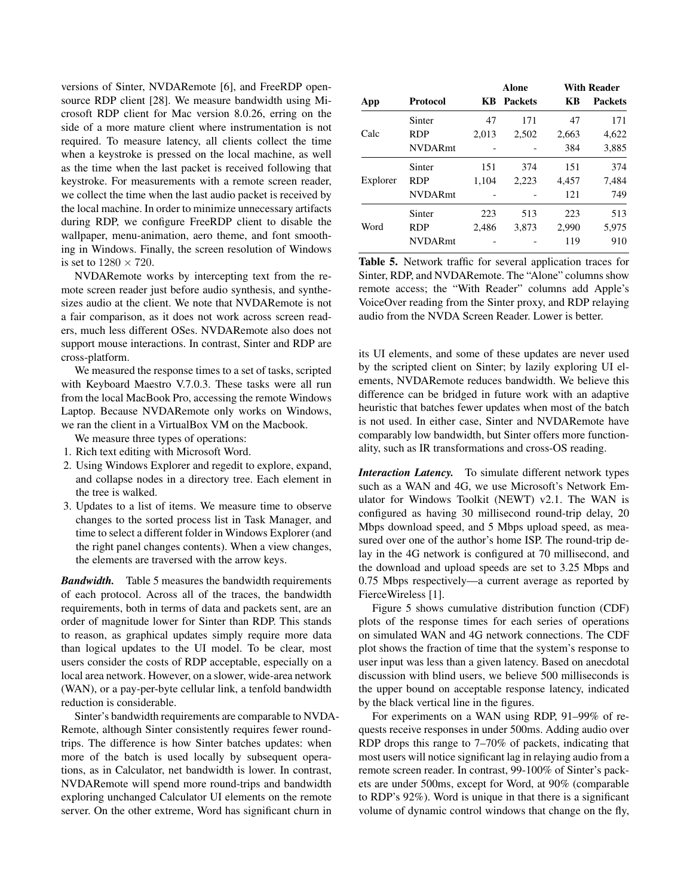versions of Sinter, NVDARemote [6], and FreeRDP opensource RDP client [28]. We measure bandwidth using Microsoft RDP client for Mac version 8.0.26, erring on the side of a more mature client where instrumentation is not required. To measure latency, all clients collect the time when a keystroke is pressed on the local machine, as well as the time when the last packet is received following that keystroke. For measurements with a remote screen reader, we collect the time when the last audio packet is received by the local machine. In order to minimize unnecessary artifacts during RDP, we configure FreeRDP client to disable the wallpaper, menu-animation, aero theme, and font smoothing in Windows. Finally, the screen resolution of Windows is set to $1280 \times 720$.

NVDARemote works by intercepting text from the remote screen reader just before audio synthesis, and synthesizes audio at the client. We note that NVDARemote is not a fair comparison, as it does not work across screen readers, much less different OSes. NVDARemote also does not support mouse interactions. In contrast, Sinter and RDP are cross-platform.

We measured the response times to a set of tasks, scripted with Keyboard Maestro V.7.0.3. These tasks were all run from the local MacBook Pro, accessing the remote Windows Laptop. Because NVDARemote only works on Windows, we ran the client in a VirtualBox VM on the Macbook.

We measure three types of operations:

1. Rich text editing with Microsoft Word.
2. Using Windows Explorer and regedit to explore, expand, and collapse nodes in a directory tree. Each element in the tree is walked.
3. Updates to a list of items. We measure time to observe changes to the sorted process list in Task Manager, and time to select a different folder in Windows Explorer (and the right panel changes contents). When a view changes, the elements are traversed with the arrow keys.

***Bandwidth.*** Table 5 measures the bandwidth requirements of each protocol. Across all of the traces, the bandwidth requirements, both in terms of data and packets sent, are an order of magnitude lower for Sinter than RDP. This stands to reason, as graphical updates simply require more data than logical updates to the UI model. To be clear, most users consider the costs of RDP acceptable, especially on a local area network. However, on a slower, wide-area network (WAN), or a pay-per-byte cellular link, a tenfold bandwidth reduction is considerable.

Sinter's bandwidth requirements are comparable to NVDARemote, although Sinter consistently requires fewer roundtrips. The difference is how Sinter batches updates: when more of the batch is used locally by subsequent operations, as in Calculator, net bandwidth is lower. In contrast, NVDARemote will spend more round-trips and bandwidth exploring unchanged Calculator UI elements on the remote server. On the other extreme, Word has significant churn in its UI elements, and some of these updates are never used by the scripted client on Sinter; by lazily exploring UI elements, NVDARemote reduces bandwidth. We believe this difference can be bridged in future work with an adaptive heuristic that batches fewer updates when most of the batch is not used. In either case, Sinter and NVDARemote have comparably low bandwidth, but Sinter offers more functionality, such as IR transformations and cross-OS reading.

| | | Alone | | With Reader | |
|---|---|---|---|---|---|
| **App** | **Protocol** | **KB** | **Packets** | **KB** | **Packets** |
| Calc | Sinter | 47 | 171 | 47 | 171 |
| | RDP | 2,013 | 2,502 | 2,663 | 4,622 |
| | NVDARmt | - | - | 384 | 3,885 |
| Explorer | Sinter | 151 | 374 | 151 | 374 |
| | RDP | 1,104 | 2,223 | 4,457 | 7,484 |
| | NVDARmt | - | - | 121 | 749 |
| Word | Sinter | 223 | 513 | 223 | 513 |
| | RDP | 2,486 | 3,873 | 2,990 | 5,975 |
| | NVDARmt | - | - | 119 | 910 |

**Table 5.** Network traffic for several application traces for Sinter, RDP, and NVDARemote. The "Alone" columns show remote access; the "With Reader" columns add Apple's VoiceOver reading from the Sinter proxy, and RDP relaying audio from the NVDA Screen Reader. Lower is better.

***Interaction Latency.*** To simulate different network types such as a WAN and 4G, we use Microsoft's Network Emulator for Windows Toolkit (NEWT) v2.1. The WAN is configured as having 30 millisecond round-trip delay, 20 Mbps download speed, and 5 Mbps upload speed, as measured over one of the author's home ISP. The round-trip delay in the 4G network is configured at 70 millisecond, and the download and upload speeds are set to 3.25 Mbps and 0.75 Mbps respectively—a current average as reported by FierceWireless [1].

Figure 5 shows cumulative distribution function (CDF) plots of the response times for each series of operations on simulated WAN and 4G network connections. The CDF plot shows the fraction of time that the system's response to user input was less than a given latency. Based on anecdotal discussion with blind users, we believe 500 milliseconds is the upper bound on acceptable response latency, indicated by the black vertical line in the figures.

For experiments on a WAN using RDP, 91–99% of requests receive responses in under 500ms. Adding audio over RDP drops this range to 7–70% of packets, indicating that most users will notice significant lag in relaying audio from a remote screen reader. In contrast, 99-100% of Sinter's packets are under 500ms, except for Word, at 90% (comparable to RDP's 92%). Word is unique in that there is a significant volume of dynamic control windows that change on the fly,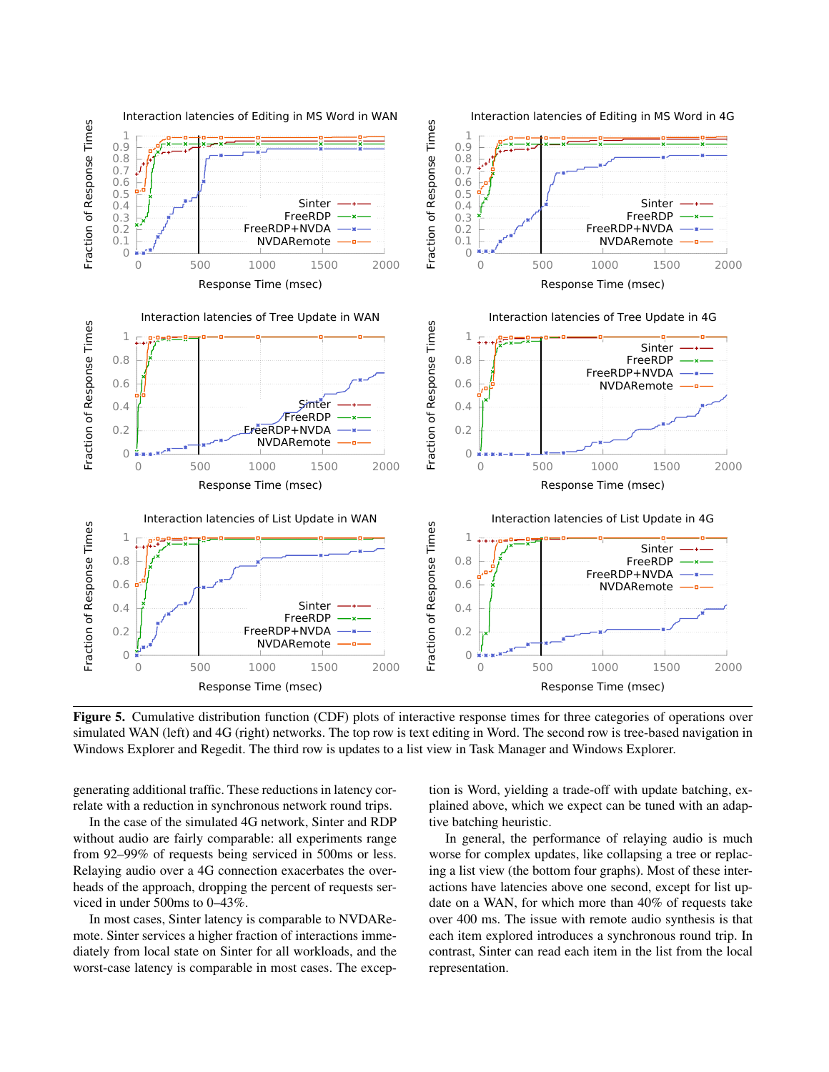**Figure 5.** Cumulative distribution function (CDF) plots of interactive response times for three categories of operations over simulated WAN (left) and 4G (right) networks. The top row is text editing in Word. The second row is tree-based navigation in Windows Explorer and Regedit. The third row is updates to a list view in Task Manager and Windows Explorer.

generating additional traffic. These reductions in latency correlate with a reduction in synchronous network round trips.

In the case of the simulated 4G network, Sinter and RDP without audio are fairly comparable: all experiments range from 92–99% of requests being serviced in 500ms or less. Relaying audio over a 4G connection exacerbates the overheads of the approach, dropping the percent of requests serviced in under 500ms to 0–43%.

In most cases, Sinter latency is comparable to NVDARemote. Sinter services a higher fraction of interactions immediately from local state on Sinter for all workloads, and the worst-case latency is comparable in most cases. The exception is Word, yielding a trade-off with update batching, explained above, which we expect can be tuned with an adaptive batching heuristic.

In general, the performance of relaying audio is much worse for complex updates, like collapsing a tree or replacing a list view (the bottom four graphs). Most of these interactions have latencies above one second, except for list update on a WAN, for which more than 40% of requests take over 400 ms. The issue with remote audio synthesis is that each item explored introduces a synchronous round trip. In contrast, Sinter can read each item in the list from the local representation.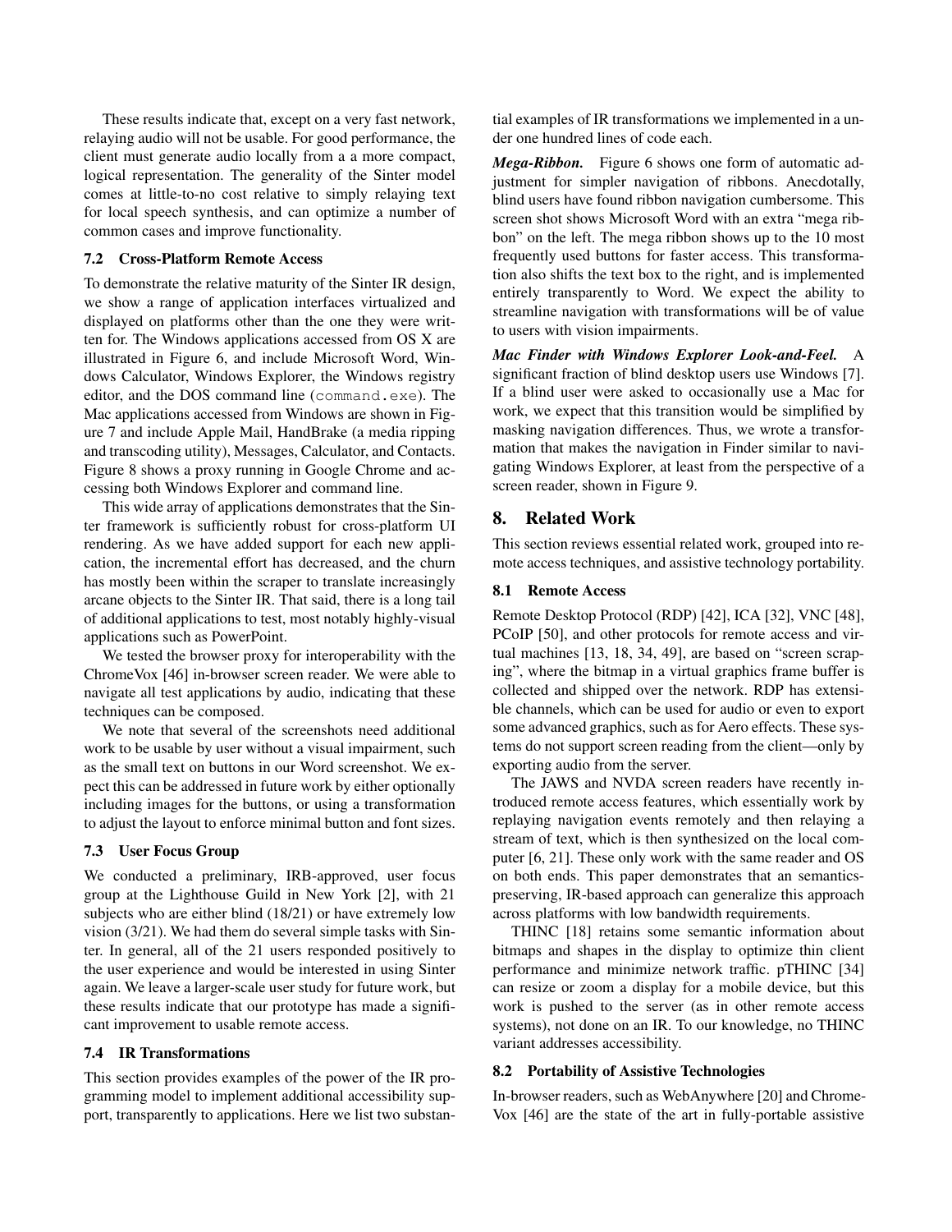These results indicate that, except on a very fast network, relaying audio will not be usable. For good performance, the client must generate audio locally from a a more compact, logical representation. The generality of the Sinter model comes at little-to-no cost relative to simply relaying text for local speech synthesis, and can optimize a number of common cases and improve functionality.

### 7.2 Cross-Platform Remote Access

To demonstrate the relative maturity of the Sinter IR design, we show a range of application interfaces virtualized and displayed on platforms other than the one they were written for. The Windows applications accessed from OS X are illustrated in Figure 6, and include Microsoft Word, Windows Calculator, Windows Explorer, the Windows registry editor, and the DOS command line (`command.exe`). The Mac applications accessed from Windows are shown in Figure 7 and include Apple Mail, HandBrake (a media ripping and transcoding utility), Messages, Calculator, and Contacts. Figure 8 shows a proxy running in Google Chrome and accessing both Windows Explorer and command line.

This wide array of applications demonstrates that the Sinter framework is sufficiently robust for cross-platform UI rendering. As we have added support for each new application, the incremental effort has decreased, and the churn has mostly been within the scraper to translate increasingly arcane objects to the Sinter IR. That said, there is a long tail of additional applications to test, most notably highly-visual applications such as PowerPoint.

We tested the browser proxy for interoperability with the ChromeVox [46] in-browser screen reader. We were able to navigate all test applications by audio, indicating that these techniques can be composed.

We note that several of the screenshots need additional work to be usable by user without a visual impairment, such as the small text on buttons in our Word screenshot. We expect this can be addressed in future work by either optionally including images for the buttons, or using a transformation to adjust the layout to enforce minimal button and font sizes.

### 7.3 User Focus Group

We conducted a preliminary, IRB-approved, user focus group at the Lighthouse Guild in New York [2], with 21 subjects who are either blind (18/21) or have extremely low vision (3/21). We had them do several simple tasks with Sinter. In general, all of the 21 users responded positively to the user experience and would be interested in using Sinter again. We leave a larger-scale user study for future work, but these results indicate that our prototype has made a significant improvement to usable remote access.

### 7.4 IR Transformations

This section provides examples of the power of the IR programming model to implement additional accessibility support, transparently to applications. Here we list two substantial examples of IR transformations we implemented in a under one hundred lines of code each.

***Mega-Ribbon.*** Figure 6 shows one form of automatic adjustment for simpler navigation of ribbons. Anecdotally, blind users have found ribbon navigation cumbersome. This screen shot shows Microsoft Word with an extra "mega ribbon" on the left. The mega ribbon shows up to the 10 most frequently used buttons for faster access. This transformation also shifts the text box to the right, and is implemented entirely transparently to Word. We expect the ability to streamline navigation with transformations will be of value to users with vision impairments.

***Mac Finder with Windows Explorer Look-and-Feel.*** A significant fraction of blind desktop users use Windows [7]. If a blind user were asked to occasionally use a Mac for work, we expect that this transition would be simplified by masking navigation differences. Thus, we wrote a transformation that makes the navigation in Finder similar to navigating Windows Explorer, at least from the perspective of a screen reader, shown in Figure 9.

## 8. Related Work

This section reviews essential related work, grouped into remote access techniques, and assistive technology portability.

### 8.1 Remote Access

Remote Desktop Protocol (RDP) [42], ICA [32], VNC [48], PCoIP [50], and other protocols for remote access and virtual machines [13, 18, 34, 49], are based on "screen scraping", where the bitmap in a virtual graphics frame buffer is collected and shipped over the network. RDP has extensible channels, which can be used for audio or even to export some advanced graphics, such as for Aero effects. These systems do not support screen reading from the client—only by exporting audio from the server.

The JAWS and NVDA screen readers have recently introduced remote access features, which essentially work by replaying navigation events remotely and then relaying a stream of text, which is then synthesized on the local computer [6, 21]. These only work with the same reader and OS on both ends. This paper demonstrates that an semantics-preserving, IR-based approach can generalize this approach across platforms with low bandwidth requirements.

THINC [18] retains some semantic information about bitmaps and shapes in the display to optimize thin client performance and minimize network traffic. pTHINC [34] can resize or zoom a display for a mobile device, but this work is pushed to the server (as in other remote access systems), not done on an IR. To our knowledge, no THINC variant addresses accessibility.

### 8.2 Portability of Assistive Technologies

In-browser readers, such as WebAnywhere [20] and ChromeVox [46] are the state of the art in fully-portable assistive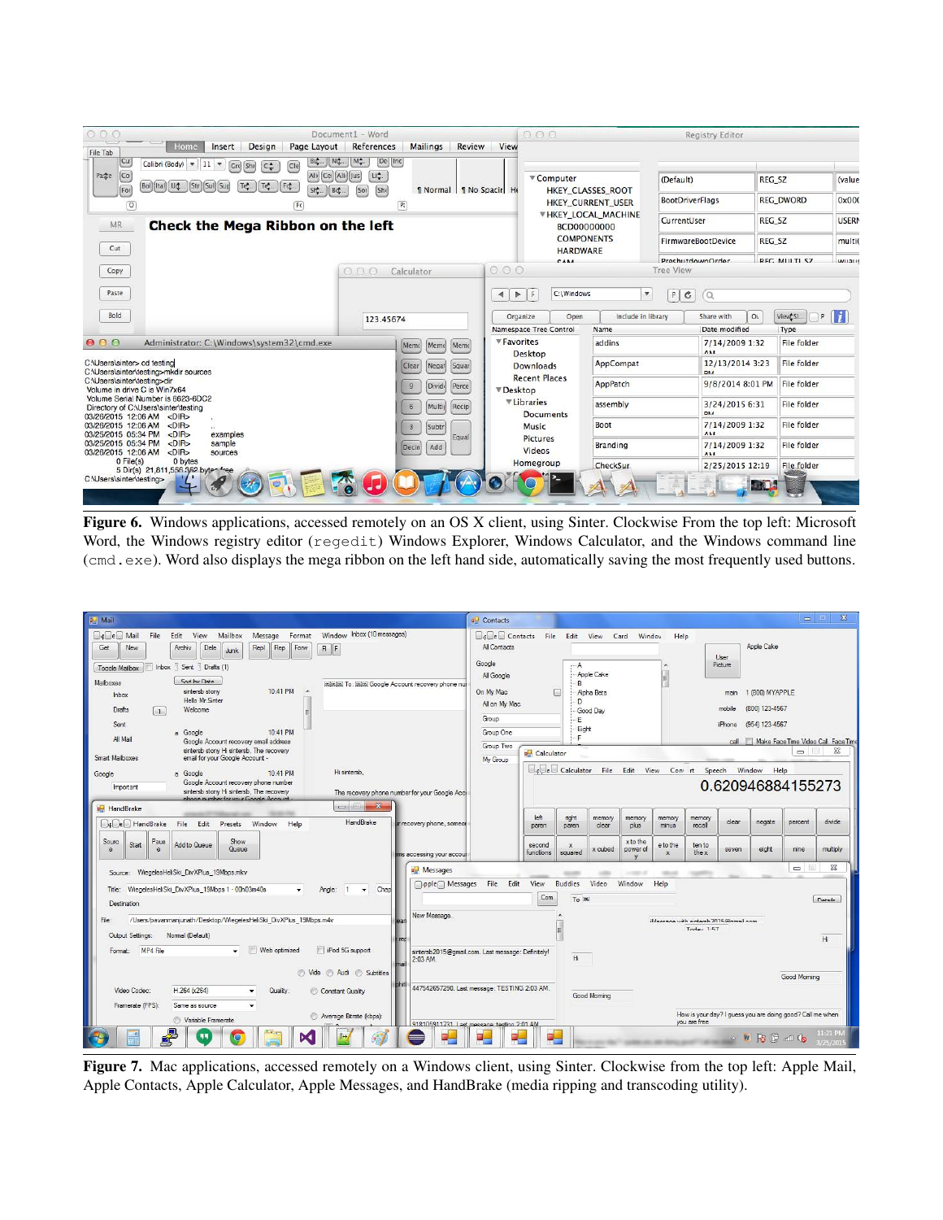**Figure 6.** Windows applications, accessed remotely on an OS X client, using Sinter. Clockwise From the top left: Microsoft Word, the Windows registry editor (`regedit`) Windows Explorer, Windows Calculator, and the Windows command line (`cmd.exe`). Word also displays the mega ribbon on the left hand side, automatically saving the most frequently used buttons.

**Figure 7.** Mac applications, accessed remotely on a Windows client, using Sinter. Clockwise from the top left: Apple Mail, Apple Contacts, Apple Calculator, Apple Messages, and HandBrake (media ripping and transcoding utility).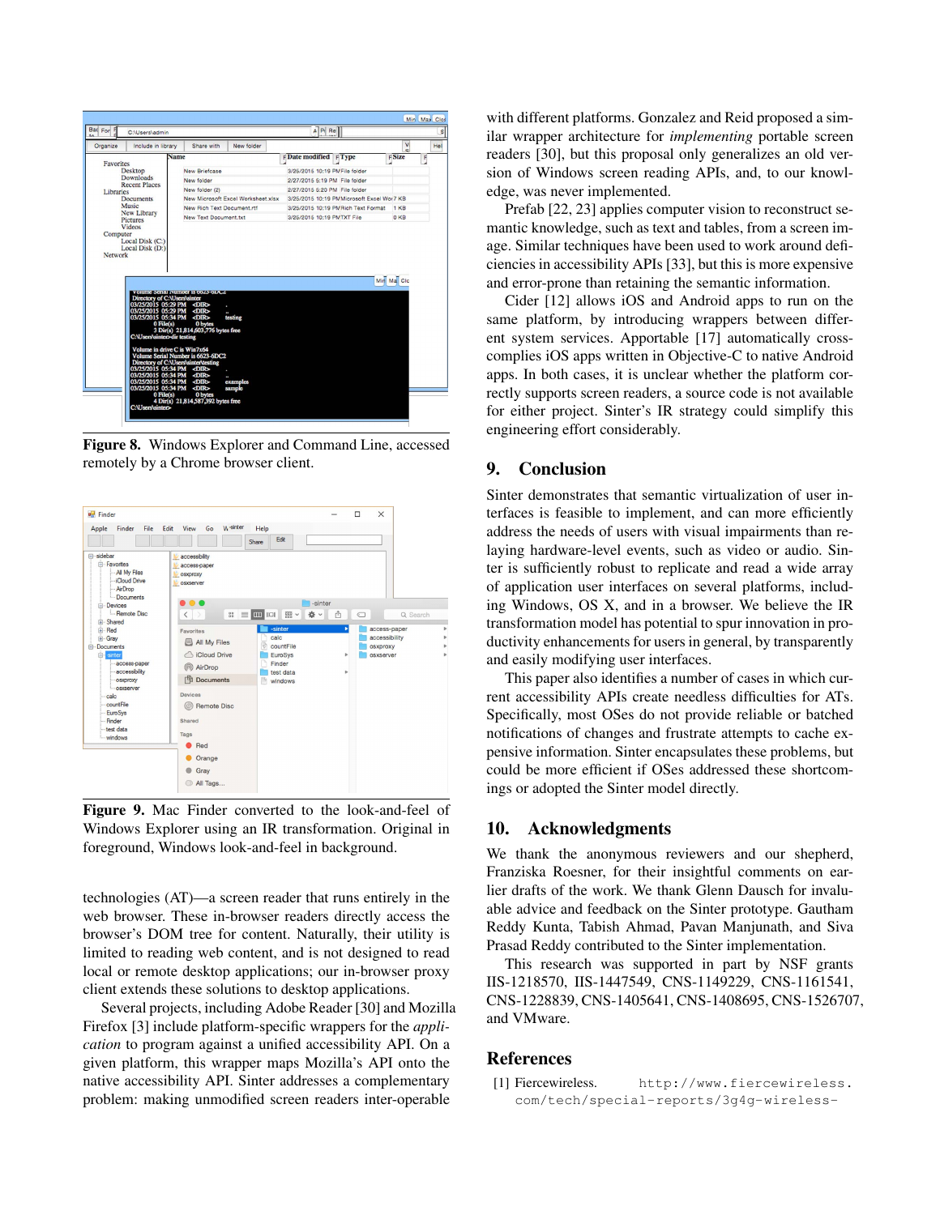**Figure 8.** Windows Explorer and Command Line, accessed remotely by a Chrome browser client.

**Figure 9.** Mac Finder converted to the look-and-feel of Windows Explorer using an IR transformation. Original in foreground, Windows look-and-feel in background.

technologies (AT)—a screen reader that runs entirely in the web browser. These in-browser readers directly access the browser's DOM tree for content. Naturally, their utility is limited to reading web content, and is not designed to read local or remote desktop applications; our in-browser proxy client extends these solutions to desktop applications.

Several projects, including Adobe Reader [30] and Mozilla Firefox [3] include platform-specific wrappers for the *application* to program against a unified accessibility API. On a given platform, this wrapper maps Mozilla's API onto the native accessibility API. Sinter addresses a complementary problem: making unmodified screen readers inter-operable with different platforms. Gonzalez and Reid proposed a similar wrapper architecture for *implementing* portable screen readers [30], but this proposal only generalizes an old version of Windows screen reading APIs, and, to our knowledge, was never implemented.

Prefab [22, 23] applies computer vision to reconstruct semantic knowledge, such as text and tables, from a screen image. Similar techniques have been used to work around deficiencies in accessibility APIs [33], but this is more expensive and error-prone than retaining the semantic information.

Cider [12] allows iOS and Android apps to run on the same platform, by introducing wrappers between different system services. Apportable [17] automatically cross-complies iOS apps written in Objective-C to native Android apps. In both cases, it is unclear whether the platform correctly supports screen readers, a source code is not available for either project. Sinter's IR strategy could simplify this engineering effort considerably.

## 9. Conclusion

Sinter demonstrates that semantic virtualization of user interfaces is feasible to implement, and can more efficiently address the needs of users with visual impairments than relaying hardware-level events, such as video or audio. Sinter is sufficiently robust to replicate and read a wide array of application user interfaces on several platforms, including Windows, OS X, and in a browser. We believe the IR transformation model has potential to spur innovation in productivity enhancements for users in general, by transparently and easily modifying user interfaces.

This paper also identifies a number of cases in which current accessibility APIs create needless difficulties for ATs. Specifically, most OSes do not provide reliable or batched notifications of changes and frustrate attempts to cache expensive information. Sinter encapsulates these problems, but could be more efficient if OSes addressed these shortcomings or adopted the Sinter model directly.

## 10. Acknowledgments

We thank the anonymous reviewers and our shepherd, Franziska Roesner, for their insightful comments on earlier drafts of the work. We thank Glenn Dausch for invaluable advice and feedback on the Sinter prototype. Gautham Reddy Kunta, Tabish Ahmad, Pavan Manjunath, and Siva Prasad Reddy contributed to the Sinter implementation.

This research was supported in part by NSF grants IIS-1218570, IIS-1447549, CNS-1149229, CNS-1161541, CNS-1228839, CNS-1405641, CNS-1408695, CNS-1526707, and VMware.

## References

[1] Fiercewireless. `http://www.fiercewireless.com/tech/special-reports/3g4g-wireless-`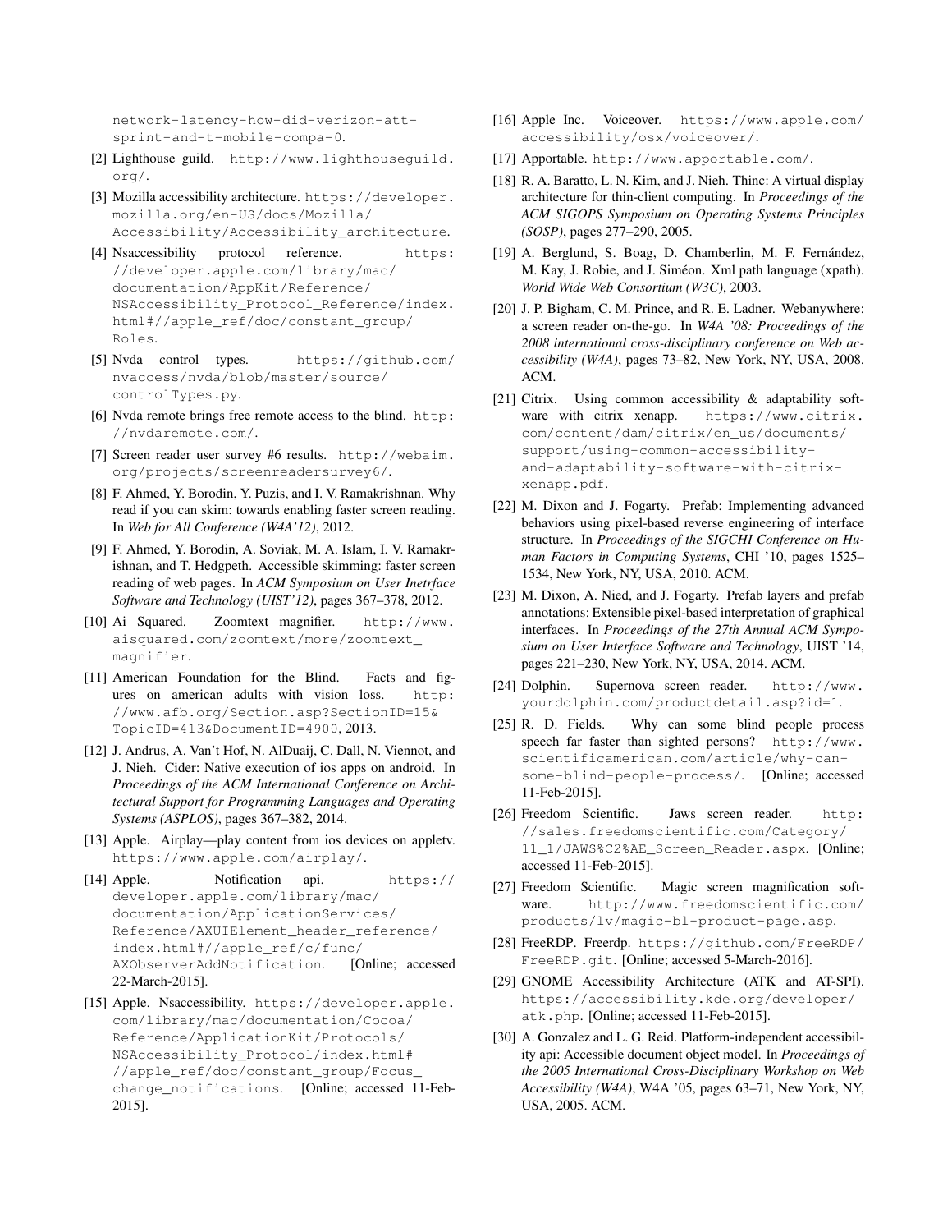network-latency-how-did-verizon-att-sprint-and-t-mobile-compa-0.

[2] Lighthouse guild. http://www.lighthouseguild.org/.

[3] Mozilla accessibility architecture. https://developer.mozilla.org/en-US/docs/Mozilla/Accessibility/Accessibility_architecture.

[4] Nsaccessibility protocol reference. https://developer.apple.com/library/mac/documentation/AppKit/Reference/NSAccessibility_Protocol_Reference/index.html#//apple_ref/doc/constant_group/Roles.

[5] Nvda control types. https://github.com/nvaccess/nvda/blob/master/source/controlTypes.py.

[6] Nvda remote brings free remote access to the blind. http://nvdaremote.com/.

[7] Screen reader user survey #6 results. http://webaim.org/projects/screenreadersurvey6/.

[8] F. Ahmed, Y. Borodin, Y. Puzis, and I. V. Ramakrishnan. Why read if you can skim: towards enabling faster screen reading. In *Web for All Conference (W4A'12)*, 2012.

[9] F. Ahmed, Y. Borodin, A. Soviak, M. A. Islam, I. V. Ramakrishnan, and T. Hedgpeth. Accessible skimming: faster screen reading of web pages. In *ACM Symposium on User Inetrface Software and Technology (UIST'12)*, pages 367–378, 2012.

[10] Ai Squared. Zoomtext magnifier. http://www.aisquared.com/zoomtext/more/zoomtext_magnifier.

[11] American Foundation for the Blind. Facts and figures on american adults with vision loss. http://www.afb.org/Section.asp?SectionID=15&TopicID=413&DocumentID=4900, 2013.

[12] J. Andrus, A. Van't Hof, N. AlDuaij, C. Dall, N. Viennot, and J. Nieh. Cider: Native execution of ios apps on android. In *Proceedings of the ACM International Conference on Architectural Support for Programming Languages and Operating Systems (ASPLOS)*, pages 367–382, 2014.

[13] Apple. Airplay—play content from ios devices on appletv. https://www.apple.com/airplay/.

[14] Apple. Notification api. https://developer.apple.com/library/mac/documentation/ApplicationServices/Reference/AXUIElement_header_reference/index.html#//apple_ref/c/func/AXObserverAddNotification. [Online; accessed 22-March-2015].

[15] Apple. Nsaccessibility. https://developer.apple.com/library/mac/documentation/Cocoa/Reference/ApplicationKit/Protocols/NSAccessibility_Protocol/index.html#//apple_ref/doc/constant_group/Focus_change_notifications. [Online; accessed 11-Feb-2015].

[16] Apple Inc. Voiceover. https://www.apple.com/accessibility/osx/voiceover/.

[17] Apportable. http://www.apportable.com/.

[18] R. A. Baratto, L. N. Kim, and J. Nieh. Thinc: A virtual display architecture for thin-client computing. In *Proceedings of the ACM SIGOPS Symposium on Operating Systems Principles (SOSP)*, pages 277–290, 2005.

[19] A. Berglund, S. Boag, D. Chamberlin, M. F. Fernández, M. Kay, J. Robie, and J. Siméon. Xml path language (xpath). *World Wide Web Consortium (W3C)*, 2003.

[20] J. P. Bigham, C. M. Prince, and R. E. Ladner. Webanywhere: a screen reader on-the-go. In *W4A '08: Proceedings of the 2008 international cross-disciplinary conference on Web accessibility (W4A)*, pages 73–82, New York, NY, USA, 2008. ACM.

[21] Citrix. Using common accessibility & adaptability software with citrix xenapp. https://www.citrix.com/content/dam/citrix/en_us/documents/support/using-common-accessibility-and-adaptability-software-with-citrix-xenapp.pdf.

[22] M. Dixon and J. Fogarty. Prefab: Implementing advanced behaviors using pixel-based reverse engineering of interface structure. In *Proceedings of the SIGCHI Conference on Human Factors in Computing Systems*, CHI '10, pages 1525–1534, New York, NY, USA, 2010. ACM.

[23] M. Dixon, A. Nied, and J. Fogarty. Prefab layers and prefab annotations: Extensible pixel-based interpretation of graphical interfaces. In *Proceedings of the 27th Annual ACM Symposium on User Interface Software and Technology*, UIST '14, pages 221–230, New York, NY, USA, 2014. ACM.

[24] Dolphin. Supernova screen reader. http://www.yourdolphin.com/productdetail.asp?id=1.

[25] R. D. Fields. Why can some blind people process speech far faster than sighted persons? http://www.scientificamerican.com/article/why-can-some-blind-people-process/. [Online; accessed 11-Feb-2015].

[26] Freedom Scientific. Jaws screen reader. http://sales.freedomscientific.com/Category/11_1/JAWS%C2%AE_Screen_Reader.aspx. [Online; accessed 11-Feb-2015].

[27] Freedom Scientific. Magic screen magnification software. http://www.freedomscientific.com/products/lv/magic-bl-product-page.asp.

[28] FreeRDP. Freerdp. https://github.com/FreeRDP/FreeRDP.git. [Online; accessed 5-March-2016].

[29] GNOME Accessibility Architecture (ATK and AT-SPI). https://accessibility.kde.org/developer/atk.php. [Online; accessed 11-Feb-2015].

[30] A. Gonzalez and L. G. Reid. Platform-independent accessibility api: Accessible document object model. In *Proceedings of the 2005 International Cross-Disciplinary Workshop on Web Accessibility (W4A)*, W4A '05, pages 63–71, New York, NY, USA, 2005. ACM.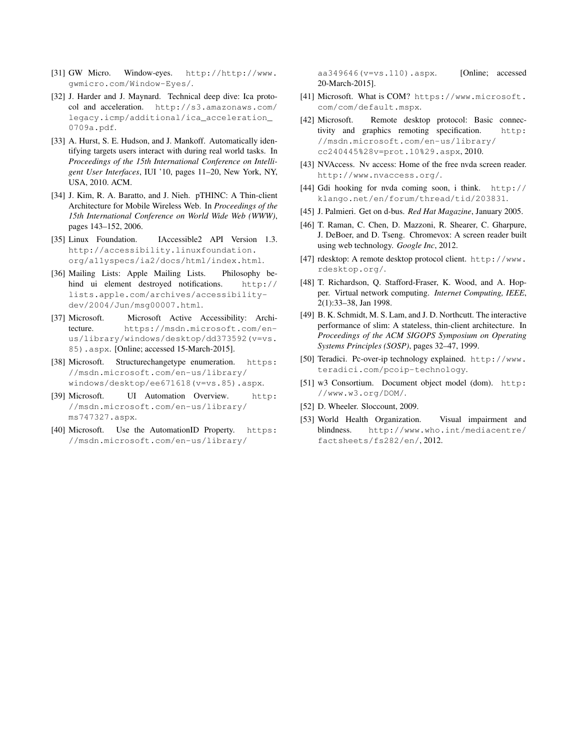[31] GW Micro. Window-eyes. http://http://www.gwmicro.com/Window-Eyes/.

[32] J. Harder and J. Maynard. Technical deep dive: Ica protocol and acceleration. http://s3.amazonaws.com/legacy.icmp/additional/ica_acceleration_0709a.pdf.

[33] A. Hurst, S. E. Hudson, and J. Mankoff. Automatically identifying targets users interact with during real world tasks. In *Proceedings of the 15th International Conference on Intelligent User Interfaces*, IUI '10, pages 11–20, New York, NY, USA, 2010. ACM.

[34] J. Kim, R. A. Baratto, and J. Nieh. pTHINC: A Thin-client Architecture for Mobile Wireless Web. In *Proceedings of the 15th International Conference on World Wide Web (WWW)*, pages 143–152, 2006.

[35] Linux Foundation. IAccessible2 API Version 1.3. http://accessibility.linuxfoundation.org/a11yspecs/ia2/docs/html/index.html.

[36] Mailing Lists: Apple Mailing Lists. Philosophy behind ui element destroyed notifications. http://lists.apple.com/archives/accessibility-dev/2004/Jun/msg00007.html.

[37] Microsoft. Microsoft Active Accessibility: Architecture. https://msdn.microsoft.com/en-us/library/windows/desktop/dd373592(v=vs.85).aspx. [Online; accessed 15-March-2015].

[38] Microsoft. Structurechangetype enumeration. https://msdn.microsoft.com/en-us/library/windows/desktop/ee671618(v=vs.85).aspx.

[39] Microsoft. UI Automation Overview. http://msdn.microsoft.com/en-us/library/ms747327.aspx.

[40] Microsoft. Use the AutomationID Property. https://msdn.microsoft.com/en-us/library/aa349646(v=vs.110).aspx. [Online; accessed 20-March-2015].

[41] Microsoft. What is COM? https://www.microsoft.com/com/default.mspx.

[42] Microsoft. Remote desktop protocol: Basic connectivity and graphics remoting specification. http://msdn.microsoft.com/en-us/library/cc240445%28v=prot.10%29.aspx, 2010.

[43] NVAccess. Nv access: Home of the free nvda screen reader. http://www.nvaccess.org/.

[44] Gdi hooking for nvda coming soon, i think. http://klango.net/en/forum/thread/tid/203831.

[45] J. Palmieri. Get on d-bus. *Red Hat Magazine*, January 2005.

[46] T. Raman, C. Chen, D. Mazzoni, R. Shearer, C. Gharpure, J. DeBoer, and D. Tseng. Chromevox: A screen reader built using web technology. *Google Inc*, 2012.

[47] rdesktop: A remote desktop protocol client. http://www.rdesktop.org/.

[48] T. Richardson, Q. Stafford-Fraser, K. Wood, and A. Hopper. Virtual network computing. *Internet Computing, IEEE*, 2(1):33–38, Jan 1998.

[49] B. K. Schmidt, M. S. Lam, and J. D. Northcutt. The interactive performance of slim: A stateless, thin-client architecture. In *Proceedings of the ACM SIGOPS Symposium on Operating Systems Principles (SOSP)*, pages 32–47, 1999.

[50] Teradici. Pc-over-ip technology explained. http://www.teradici.com/pcoip-technology.

[51] w3 Consortium. Document object model (dom). http://www.w3.org/DOM/.

[52] D. Wheeler. Sloccount, 2009.

[53] World Health Organization. Visual impairment and blindness. http://www.who.int/mediacentre/factsheets/fs282/en/, 2012.